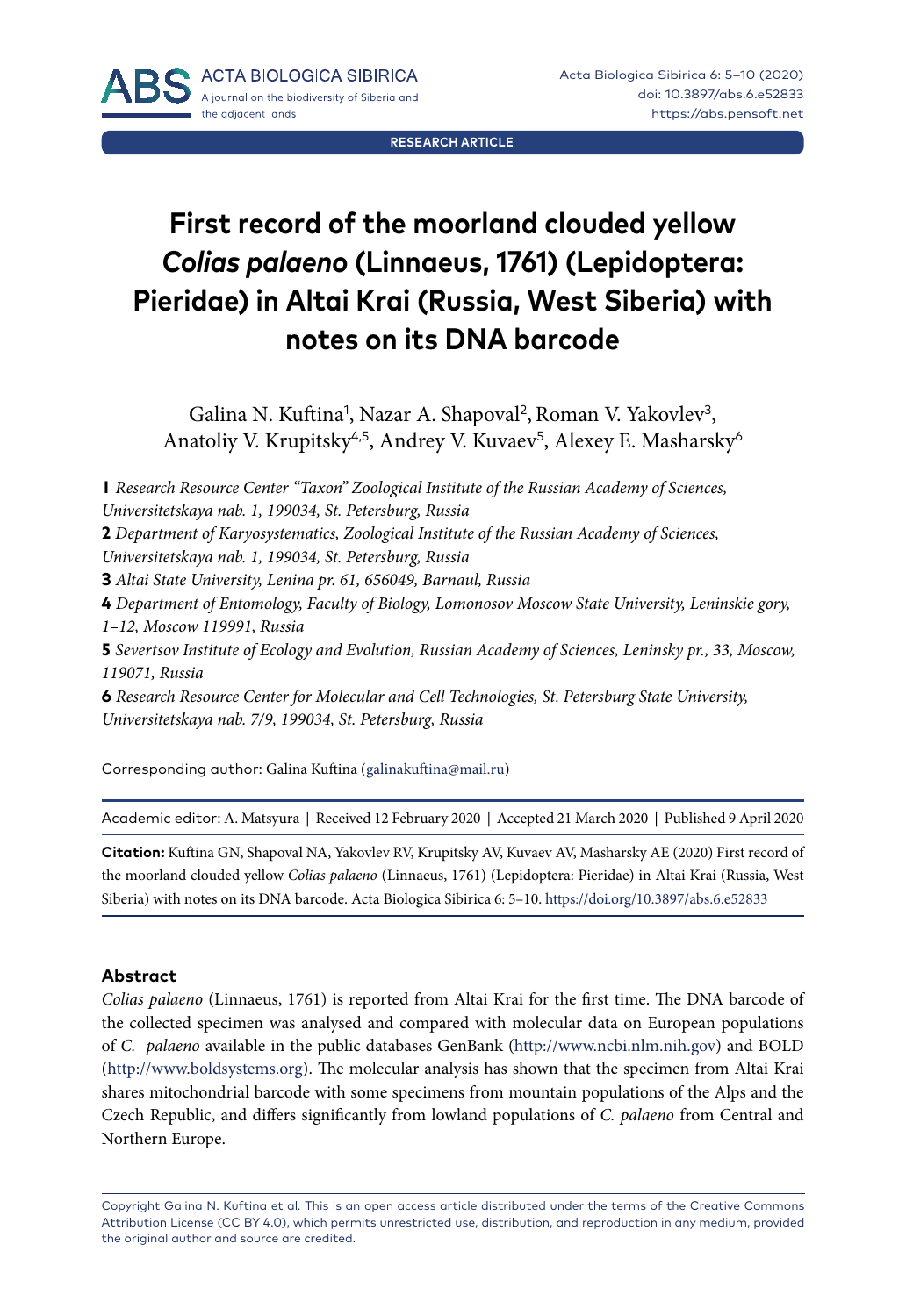RESEARCH ARTICLE

# First record of the moorland clouded yellow *Colias palaeno* (Linnaeus, 1761) (Lepidoptera: Pieridae) in Altai Krai (Russia, West Siberia) with notes on its DNA barcode

Galina N. Kuftina[1], Nazar A. Shapoval[2], Roman V. Yakovlev[3], Anatoliy V. Krupitsky[4,5], Andrey V. Kuvaev[5], Alexey E. Masharsky[6]

**1** *Research Resource Center "Taxon" Zoological Institute of the Russian Academy of Sciences, Universitetskaya nab. 1, 199034, St. Petersburg, Russia*
**2** *Department of Karyosystematics, Zoological Institute of the Russian Academy of Sciences, Universitetskaya nab. 1, 199034, St. Petersburg, Russia*
**3** *Altai State University, Lenina pr. 61, 656049, Barnaul, Russia*
**4** *Department of Entomology, Faculty of Biology, Lomonosov Moscow State University, Leninskie gory, 1–12, Moscow 119991, Russia*
**5** *Severtsov Institute of Ecology and Evolution, Russian Academy of Sciences, Leninsky pr., 33, Moscow, 119071, Russia*
**6** *Research Resource Center for Molecular and Cell Technologies, St. Petersburg State University, Universitetskaya nab. 7/9, 199034, St. Petersburg, Russia*

Corresponding author: Galina Kuftina (galinakuftina@mail.ru)

Academic editor: A. Matsyura | Received 12 February 2020 | Accepted 21 March 2020 | Published 9 April 2020

**Citation:** Kuftina GN, Shapoval NA, Yakovlev RV, Krupitsky AV, Kuvaev AV, Masharsky AE (2020) First record of the moorland clouded yellow *Colias palaeno* (Linnaeus, 1761) (Lepidoptera: Pieridae) in Altai Krai (Russia, West Siberia) with notes on its DNA barcode. Acta Biologica Sibirica 6: 5–10. https://doi.org/10.3897/abs.6.e52833

### Abstract

*Colias palaeno* (Linnaeus, 1761) is reported from Altai Krai for the first time. The DNA barcode of the collected specimen was analysed and compared with molecular data on European populations of *C. palaeno* available in the public databases GenBank (http://www.ncbi.nlm.nih.gov) and BOLD (http://www.boldsystems.org). The molecular analysis has shown that the specimen from Altai Krai shares mitochondrial barcode with some specimens from mountain populations of the Alps and the Czech Republic, and differs significantly from lowland populations of *C. palaeno* from Central and Northern Europe.

Copyright Galina N. Kuftina et al. This is an open access article distributed under the terms of the Creative Commons Attribution License (CC BY 4.0), which permits unrestricted use, distribution, and reproduction in any medium, provided the original author and source are credited.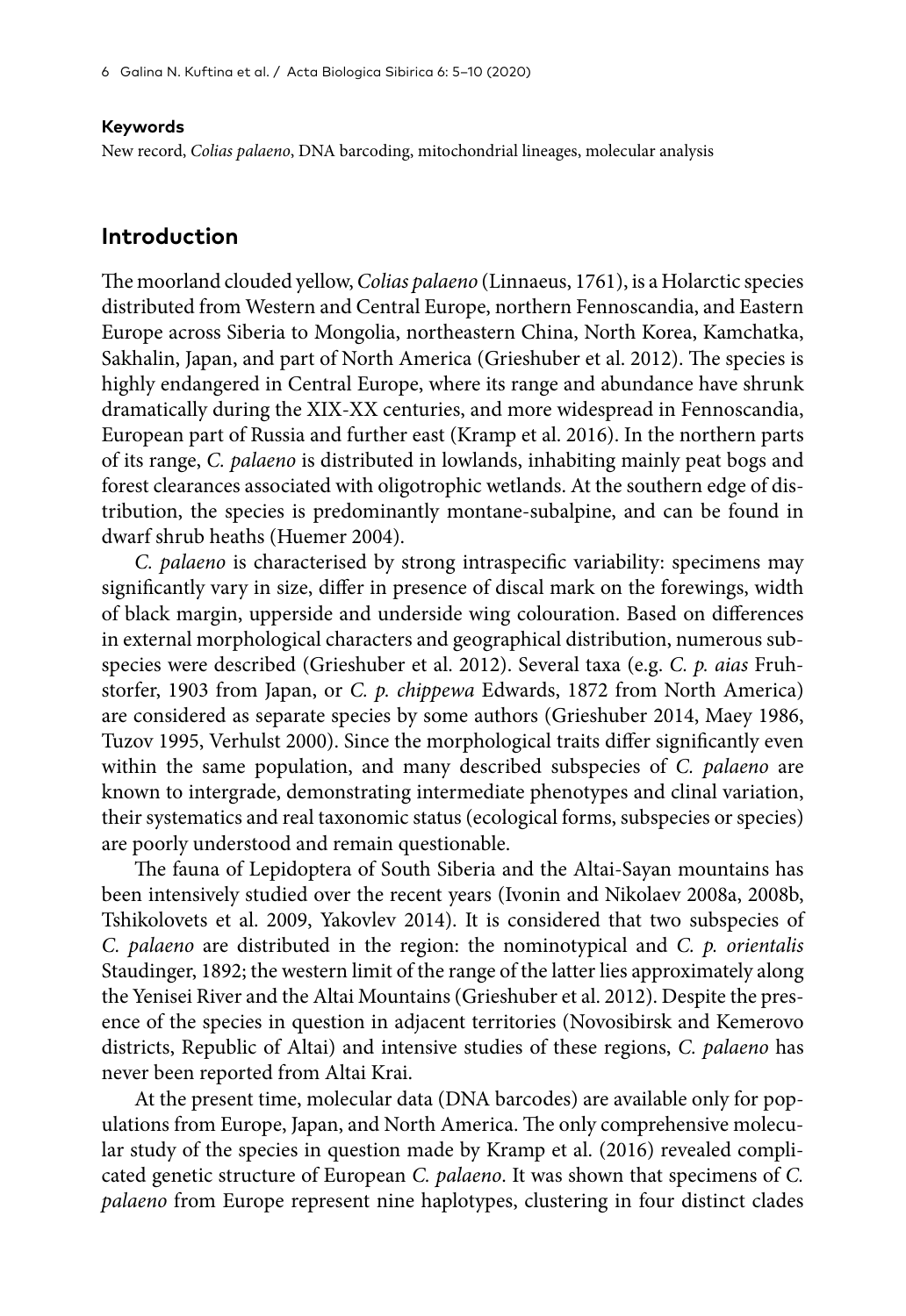**Keywords**

New record, *Colias palaeno*, DNA barcoding, mitochondrial lineages, molecular analysis

## Introduction

The moorland clouded yellow, *Colias palaeno* (Linnaeus, 1761), is a Holarctic species distributed from Western and Central Europe, northern Fennoscandia, and Eastern Europe across Siberia to Mongolia, northeastern China, North Korea, Kamchatka, Sakhalin, Japan, and part of North America (Grieshuber et al. 2012). The species is highly endangered in Central Europe, where its range and abundance have shrunk dramatically during the XIX-XX centuries, and more widespread in Fennoscandia, European part of Russia and further east (Kramp et al. 2016). In the northern parts of its range, *C. palaeno* is distributed in lowlands, inhabiting mainly peat bogs and forest clearances associated with oligotrophic wetlands. At the southern edge of distribution, the species is predominantly montane-subalpine, and can be found in dwarf shrub heaths (Huemer 2004).

*C. palaeno* is characterised by strong intraspecific variability: specimens may significantly vary in size, differ in presence of discal mark on the forewings, width of black margin, upperside and underside wing colouration. Based on differences in external morphological characters and geographical distribution, numerous subspecies were described (Grieshuber et al. 2012). Several taxa (e.g. *C. p. aias* Fruhstorfer, 1903 from Japan, or *C. p. chippewa* Edwards, 1872 from North America) are considered as separate species by some authors (Grieshuber 2014, Maey 1986, Tuzov 1995, Verhulst 2000). Since the morphological traits differ significantly even within the same population, and many described subspecies of *C. palaeno* are known to intergrade, demonstrating intermediate phenotypes and clinal variation, their systematics and real taxonomic status (ecological forms, subspecies or species) are poorly understood and remain questionable.

The fauna of Lepidoptera of South Siberia and the Altai-Sayan mountains has been intensively studied over the recent years (Ivonin and Nikolaev 2008a, 2008b, Tshikolovets et al. 2009, Yakovlev 2014). It is considered that two subspecies of *C. palaeno* are distributed in the region: the nominotypical and *C. p. orientalis* Staudinger, 1892; the western limit of the range of the latter lies approximately along the Yenisei River and the Altai Mountains (Grieshuber et al. 2012). Despite the presence of the species in question in adjacent territories (Novosibirsk and Kemerovo districts, Republic of Altai) and intensive studies of these regions, *C. palaeno* has never been reported from Altai Krai.

At the present time, molecular data (DNA barcodes) are available only for populations from Europe, Japan, and North America. The only comprehensive molecular study of the species in question made by Kramp et al. (2016) revealed complicated genetic structure of European *C. palaeno*. It was shown that specimens of *C. palaeno* from Europe represent nine haplotypes, clustering in four distinct clades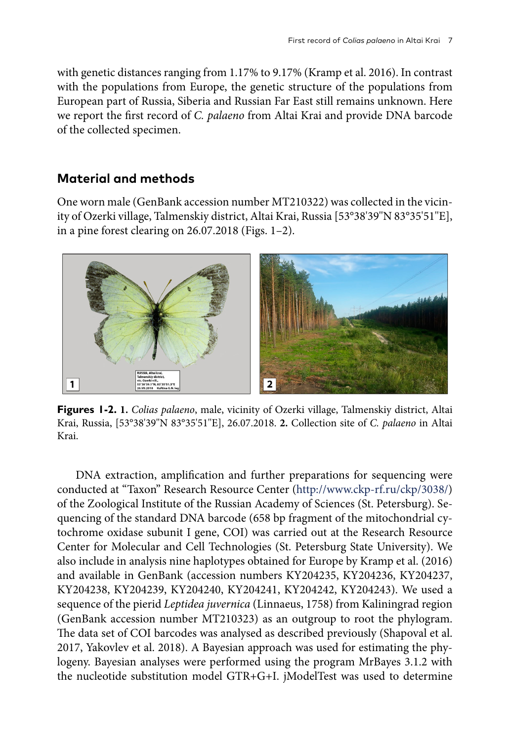with genetic distances ranging from 1.17% to 9.17% (Kramp et al. 2016). In contrast with the populations from Europe, the genetic structure of the populations from European part of Russia, Siberia and Russian Far East still remains unknown. Here we report the first record of *C. palaeno* from Altai Krai and provide DNA barcode of the collected specimen.

## Material and methods

One worn male (GenBank accession number MT210322) was collected in the vicinity of Ozerki village, Talmenskiy district, Altai Krai, Russia [53°38'39"N 83°35'51"E], in a pine forest clearing on 26.07.2018 (Figs. 1–2).

**Figures 1-2. 1.** *Colias palaeno*, male, vicinity of Ozerki village, Talmenskiy district, Altai Krai, Russia, [53°38'39"N 83°35'51"E], 26.07.2018. **2.** Collection site of *C. palaeno* in Altai Krai.

DNA extraction, amplification and further preparations for sequencing were conducted at "Taxon" Research Resource Center (http://www.ckp-rf.ru/ckp/3038/) of the Zoological Institute of the Russian Academy of Sciences (St. Petersburg). Sequencing of the standard DNA barcode (658 bp fragment of the mitochondrial cytochrome oxidase subunit I gene, COI) was carried out at the Research Resource Center for Molecular and Cell Technologies (St. Petersburg State University). We also include in analysis nine haplotypes obtained for Europe by Kramp et al. (2016) and available in GenBank (accession numbers KY204235, KY204236, KY204237, KY204238, KY204239, KY204240, KY204241, KY204242, KY204243). We used a sequence of the pierid *Leptidea juvernica* (Linnaeus, 1758) from Kaliningrad region (GenBank accession number MT210323) as an outgroup to root the phylogram. The data set of COI barcodes was analysed as described previously (Shapoval et al. 2017, Yakovlev et al. 2018). A Bayesian approach was used for estimating the phylogeny. Bayesian analyses were performed using the program MrBayes 3.1.2 with the nucleotide substitution model GTR+G+I. jModelTest was used to determine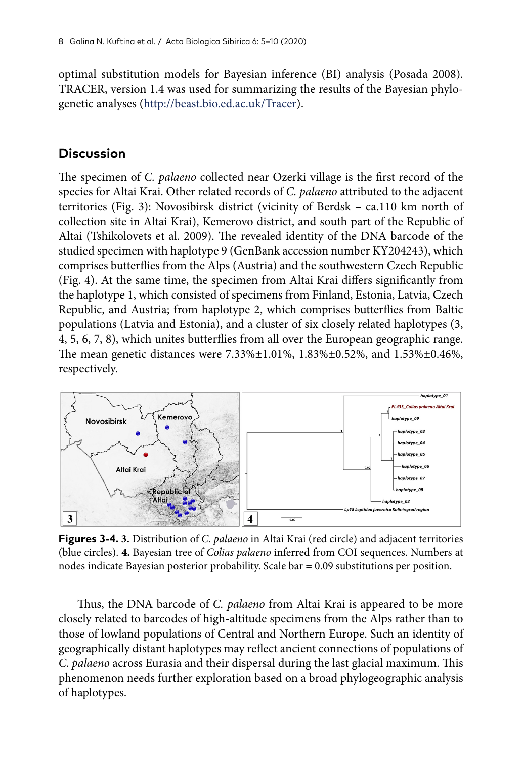optimal substitution models for Bayesian inference (BI) analysis (Posada 2008). TRACER, version 1.4 was used for summarizing the results of the Bayesian phylogenetic analyses (http://beast.bio.ed.ac.uk/Tracer).

## Discussion

The specimen of *C. palaeno* collected near Ozerki village is the first record of the species for Altai Krai. Other related records of *C. palaeno* attributed to the adjacent territories (Fig. 3): Novosibirsk district (vicinity of Berdsk – ca.110 km north of collection site in Altai Krai), Kemerovo district, and south part of the Republic of Altai (Tshikolovets et al. 2009). The revealed identity of the DNA barcode of the studied specimen with haplotype 9 (GenBank accession number KY204243), which comprises butterflies from the Alps (Austria) and the southwestern Czech Republic (Fig. 4). At the same time, the specimen from Altai Krai differs significantly from the haplotype 1, which consisted of specimens from Finland, Estonia, Latvia, Czech Republic, and Austria; from haplotype 2, which comprises butterflies from Baltic populations (Latvia and Estonia), and a cluster of six closely related haplotypes (3, 4, 5, 6, 7, 8), which unites butterflies from all over the European geographic range. The mean genetic distances were 7.33%±1.01%, 1.83%±0.52%, and 1.53%±0.46%, respectively.

**Figures 3-4. 3.** Distribution of *C. palaeno* in Altai Krai (red circle) and adjacent territories (blue circles). **4.** Bayesian tree of *Colias palaeno* inferred from COI sequences. Numbers at nodes indicate Bayesian posterior probability. Scale bar = 0.09 substitutions per position.

Thus, the DNA barcode of *C. palaeno* from Altai Krai is appeared to be more closely related to barcodes of high-altitude specimens from the Alps rather than to those of lowland populations of Central and Northern Europe. Such an identity of geographically distant haplotypes may reflect ancient connections of populations of *C. palaeno* across Eurasia and their dispersal during the last glacial maximum. This phenomenon needs further exploration based on a broad phylogeographic analysis of haplotypes.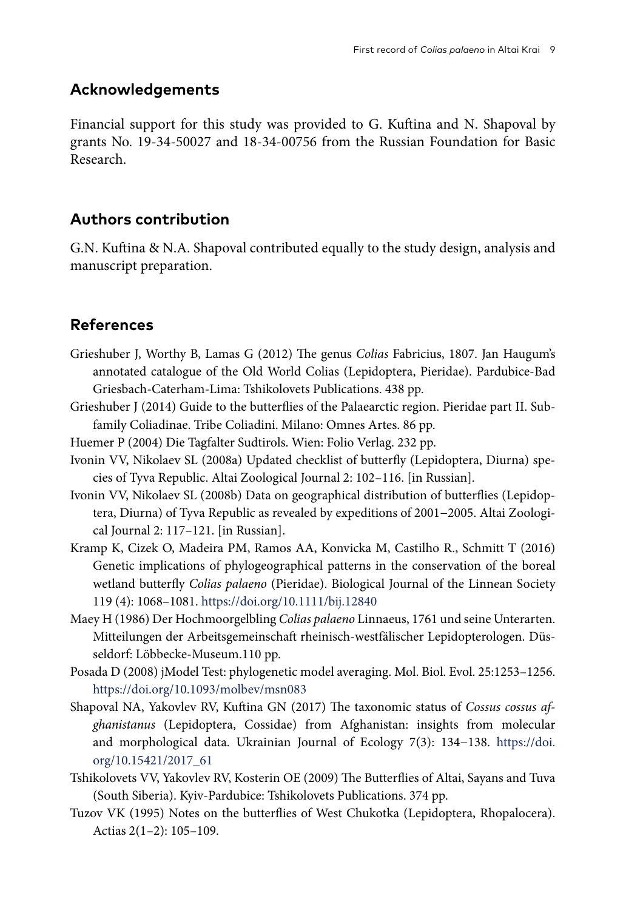## Acknowledgements

Financial support for this study was provided to G. Kuftina and N. Shapoval by grants No. 19-34-50027 and 18-34-00756 from the Russian Foundation for Basic Research.

## Authors contribution

G.N. Kuftina & N.A. Shapoval contributed equally to the study design, analysis and manuscript preparation.

## References

Grieshuber J, Worthy B, Lamas G (2012) The genus *Colias* Fabricius, 1807. Jan Haugum's annotated catalogue of the Old World Colias (Lepidoptera, Pieridae). Pardubice-Bad Griesbach-Caterham-Lima: Tshikolovets Publications. 438 pp.

Grieshuber J (2014) Guide to the butterflies of the Palaearctic region. Pieridae part II. Subfamily Coliadinae. Tribe Coliadini. Milano: Omnes Artes. 86 pp.

Huemer P (2004) Die Tagfalter Sudtirols. Wien: Folio Verlag. 232 pp.

Ivonin VV, Nikolaev SL (2008a) Updated checklist of butterfly (Lepidoptera, Diurna) species of Tyva Republic. Altai Zoological Journal 2: 102–116. [in Russian].

Ivonin VV, Nikolaev SL (2008b) Data on geographical distribution of butterflies (Lepidoptera, Diurna) of Tyva Republic as revealed by expeditions of 2001–2005. Altai Zoological Journal 2: 117–121. [in Russian].

Kramp K, Cizek O, Madeira PM, Ramos AA, Konvicka M, Castilho R., Schmitt T (2016) Genetic implications of phylogeographical patterns in the conservation of the boreal wetland butterfly *Colias palaeno* (Pieridae). Biological Journal of the Linnean Society 119 (4): 1068–1081. https://doi.org/10.1111/bij.12840

Maey H (1986) Der Hochmoorgelbling *Colias palaeno* Linnaeus, 1761 und seine Unterarten. Mitteilungen der Arbeitsgemeinschaft rheinisch-westfälischer Lepidopterologen. Düsseldorf: Löbbecke-Museum.110 pp.

Posada D (2008) jModel Test: phylogenetic model averaging. Mol. Biol. Evol. 25:1253–1256. https://doi.org/10.1093/molbev/msn083

Shapoval NA, Yakovlev RV, Kuftina GN (2017) The taxonomic status of *Cossus cossus afghanistanus* (Lepidoptera, Cossidae) from Afghanistan: insights from molecular and morphological data. Ukrainian Journal of Ecology 7(3): 134–138. https://doi.org/10.15421/2017_61

Tshikolovets VV, Yakovlev RV, Kosterin OE (2009) The Butterflies of Altai, Sayans and Tuva (South Siberia). Kyiv-Pardubice: Tshikolovets Publications. 374 pp.

Tuzov VK (1995) Notes on the butterflies of West Chukotka (Lepidoptera, Rhopalocera). Actias 2(1–2): 105–109.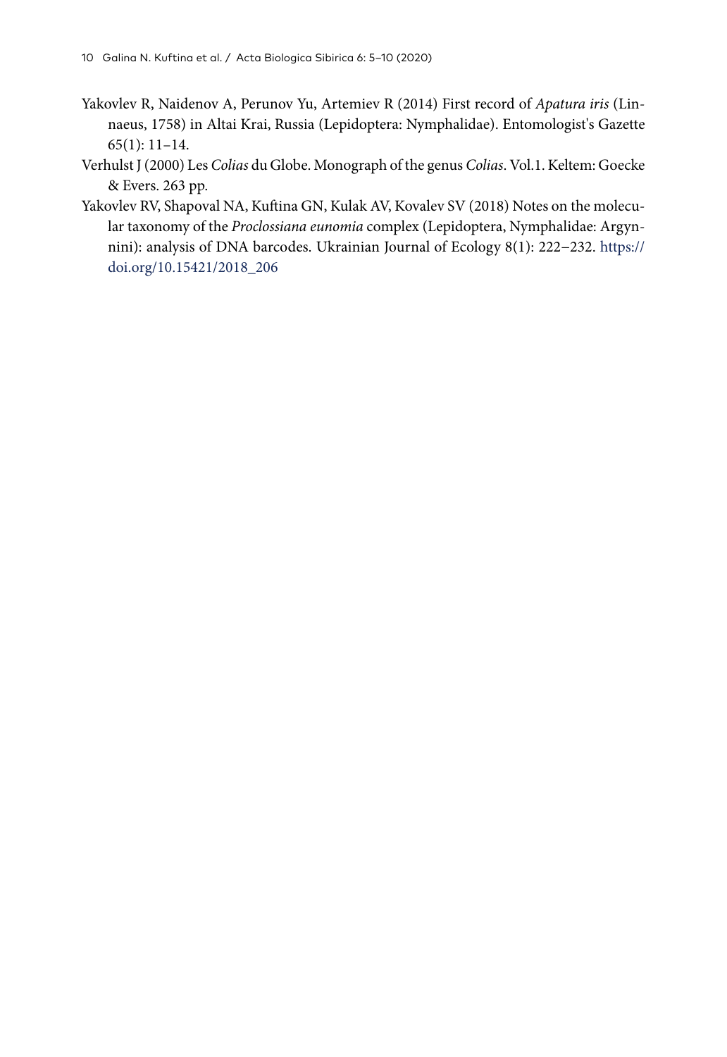Yakovlev R, Naidenov A, Perunov Yu, Artemiev R (2014) First record of *Apatura iris* (Linnaeus, 1758) in Altai Krai, Russia (Lepidoptera: Nymphalidae). Entomologist's Gazette 65(1): 11–14.

Verhulst J (2000) Les *Colias* du Globe. Monograph of the genus *Colias*. Vol.1. Keltem: Goecke & Evers. 263 pp.

Yakovlev RV, Shapoval NA, Kuftina GN, Kulak AV, Kovalev SV (2018) Notes on the molecular taxonomy of the *Proclossiana eunomia* complex (Lepidoptera, Nymphalidae: Argynnini): analysis of DNA barcodes. Ukrainian Journal of Ecology 8(1): 222–232. https://doi.org/10.15421/2018_206